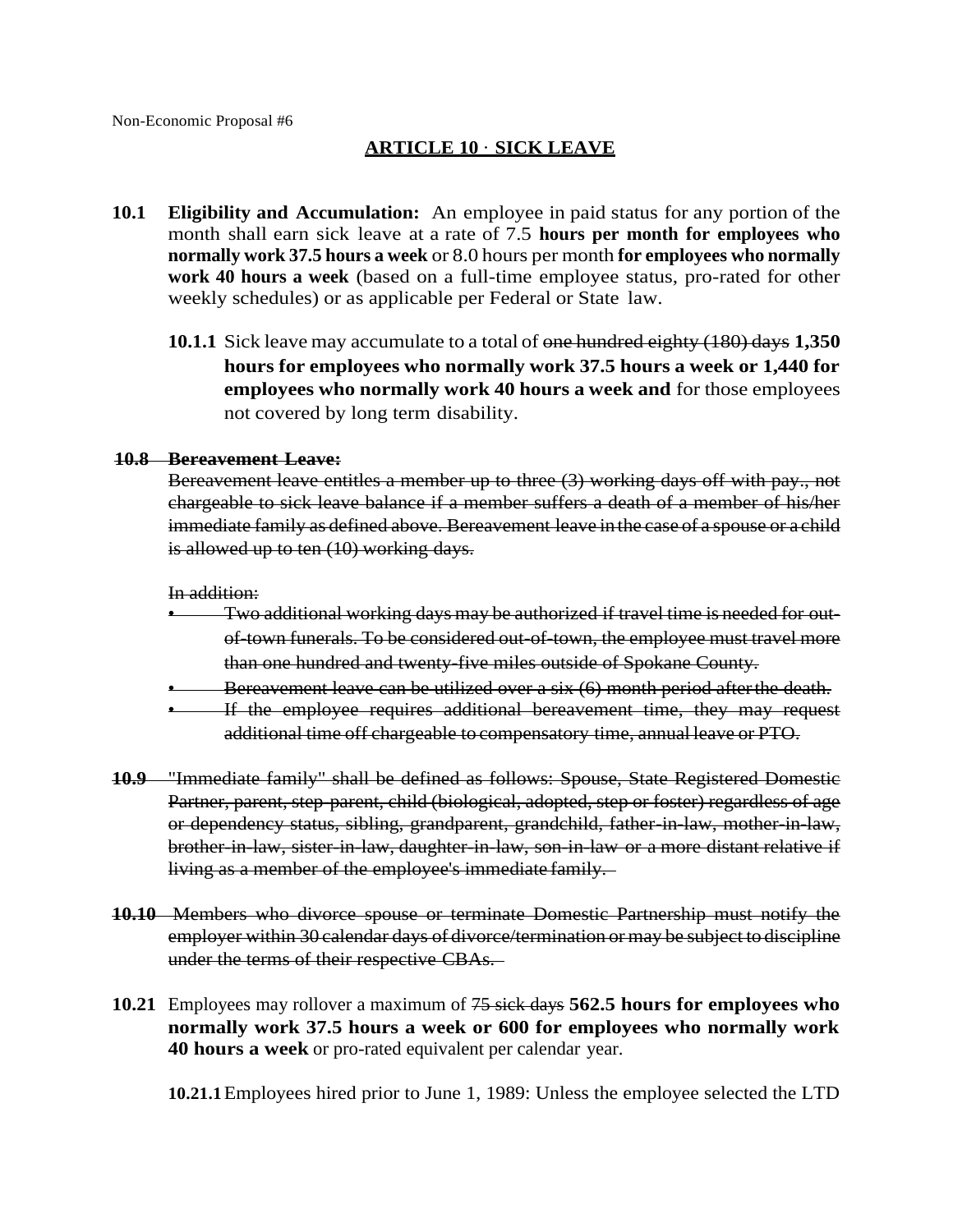Non-Economic Proposal #6

## ARTICLE 10 · SICK LEAVE

**10.1 Eligibility and Accumulation:** An employee in paid status for any portion of the month shall earn sick leave at a rate of 7.5 **hours per month for employees who normally work 37.5 hours a week** or 8.0 hours per month **for employees who normally work 40 hours a week** (based on a full-time employee status, pro-rated for other weekly schedules) or as applicable per Federal or State law.

**10.1.1** Sick leave may accumulate to a total of ~~one hundred eighty (180) days~~ **1,350 hours for employees who normally work 37.5 hours a week or 1,440 for employees who normally work 40 hours a week and** for those employees not covered by long term disability.

~~**10.8 Bereavement Leave:**~~

~~Bereavement leave entitles a member up to three (3) working days off with pay., not chargeable to sick leave balance if a member suffers a death of a member of his/her immediate family as defined above. Bereavement leave in the case of a spouse or a child is allowed up to ten (10) working days.~~

~~In addition:~~

- ~~Two additional working days may be authorized if travel time is needed for out-of-town funerals. To be considered out-of-town, the employee must travel more than one hundred and twenty-five miles outside of Spokane County.~~
- ~~Bereavement leave can be utilized over a six (6) month period after the death.~~
- ~~If the employee requires additional bereavement time, they may request additional time off chargeable to compensatory time, annual leave or PTO.~~

~~**10.9** "Immediate family" shall be defined as follows: Spouse, State Registered Domestic Partner, parent, step-parent, child (biological, adopted, step or foster) regardless of age or dependency status, sibling, grandparent, grandchild, father-in-law, mother-in-law, brother-in-law, sister-in-law, daughter-in-law, son-in-law or a more distant relative if living as a member of the employee's immediate family.~~

~~**10.10** Members who divorce spouse or terminate Domestic Partnership must notify the employer within 30 calendar days of divorce/termination or may be subject to discipline under the terms of their respective CBAs.~~

**10.21** Employees may rollover a maximum of ~~75 sick days~~ **562.5 hours for employees who normally work 37.5 hours a week or 600 for employees who normally work 40 hours a week** or pro-rated equivalent per calendar year.

**10.21.1** Employees hired prior to June 1, 1989: Unless the employee selected the LTD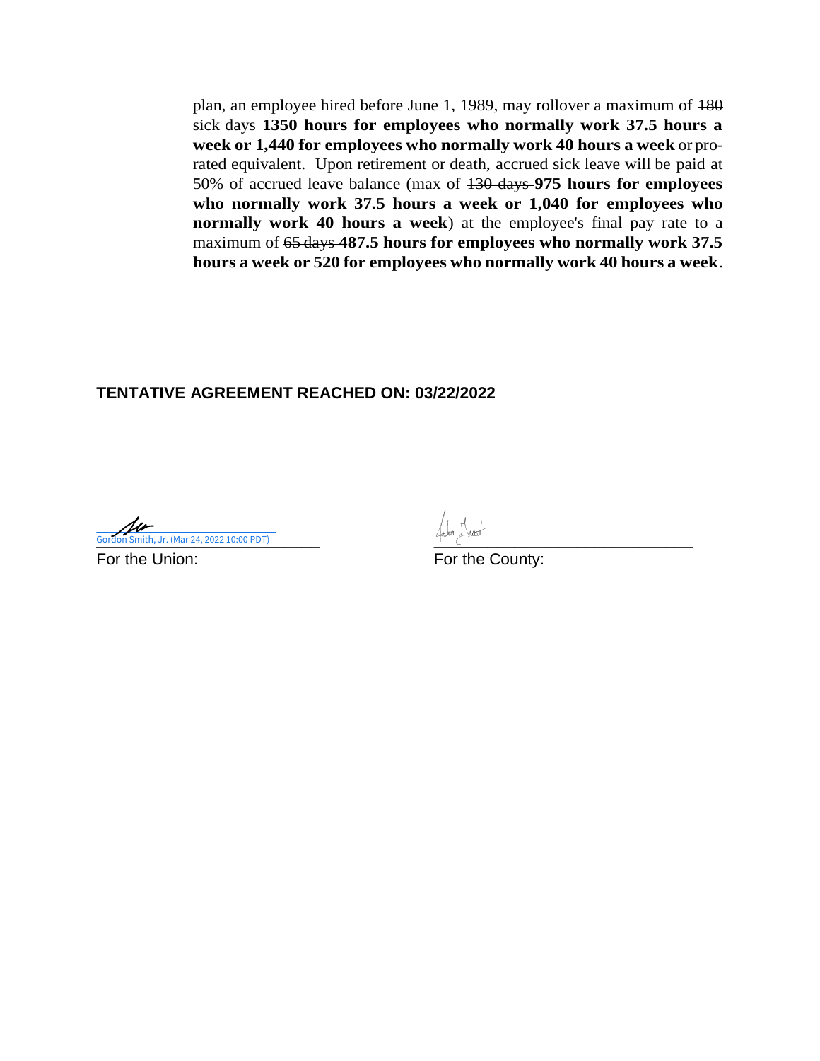plan, an employee hired before June 1, 1989, may rollover a maximum of ~~180 sick days~~ **1350 hours for employees who normally work 37.5 hours a week or 1,440 for employees who normally work 40 hours a week** or pro-rated equivalent. Upon retirement or death, accrued sick leave will be paid at 50% of accrued leave balance (max of ~~130 days~~ **975 hours for employees who normally work 37.5 hours a week or 1,040 for employees who normally work 40 hours a week**) at the employee's final pay rate to a maximum of ~~65 days~~ **487.5 hours for employees who normally work 37.5 hours a week or 520 for employees who normally work 40 hours a week**.

**TENTATIVE AGREEMENT REACHED ON: 03/22/2022**

Gordon Smith, Jr. (Mar 24, 2022 10:00 PDT)

For the Union:

For the County: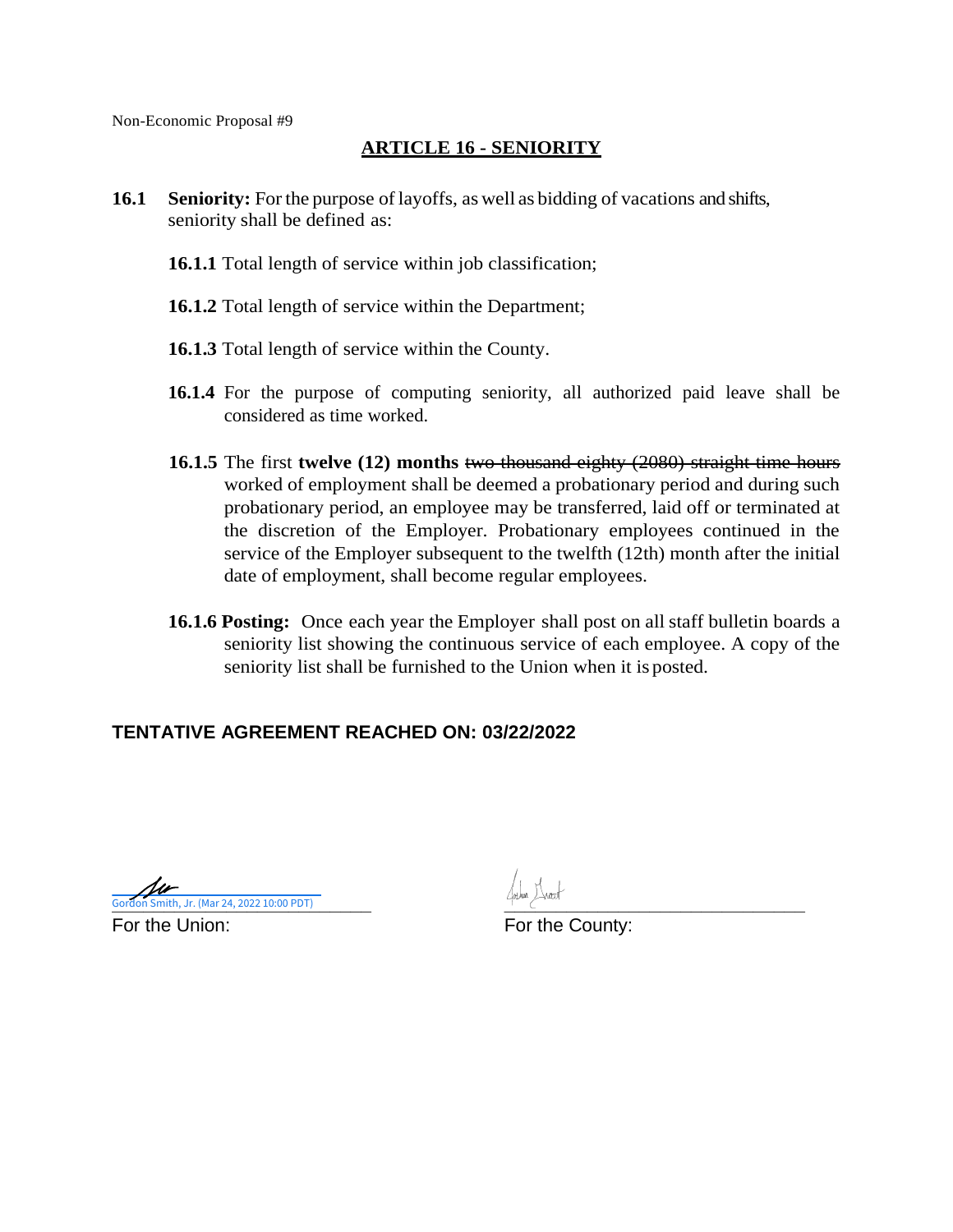Non-Economic Proposal #9

## ARTICLE 16 - SENIORITY

**16.1** **Seniority:** For the purpose of layoffs, as well as bidding of vacations and shifts, seniority shall be defined as:

**16.1.1** Total length of service within job classification;

**16.1.2** Total length of service within the Department;

**16.1.3** Total length of service within the County.

**16.1.4** For the purpose of computing seniority, all authorized paid leave shall be considered as time worked.

**16.1.5** The first **twelve (12) months** ~~two thousand eighty (2080) straight time hours~~ worked of employment shall be deemed a probationary period and during such probationary period, an employee may be transferred, laid off or terminated at the discretion of the Employer. Probationary employees continued in the service of the Employer subsequent to the twelfth (12th) month after the initial date of employment, shall become regular employees.

**16.1.6** **Posting:** Once each year the Employer shall post on all staff bulletin boards a seniority list showing the continuous service of each employee. A copy of the seniority list shall be furnished to the Union when it is posted.

**TENTATIVE AGREEMENT REACHED ON: 03/22/2022**

Gordon Smith, Jr. (Mar 24, 2022 10:00 PDT)

For the Union:

For the County: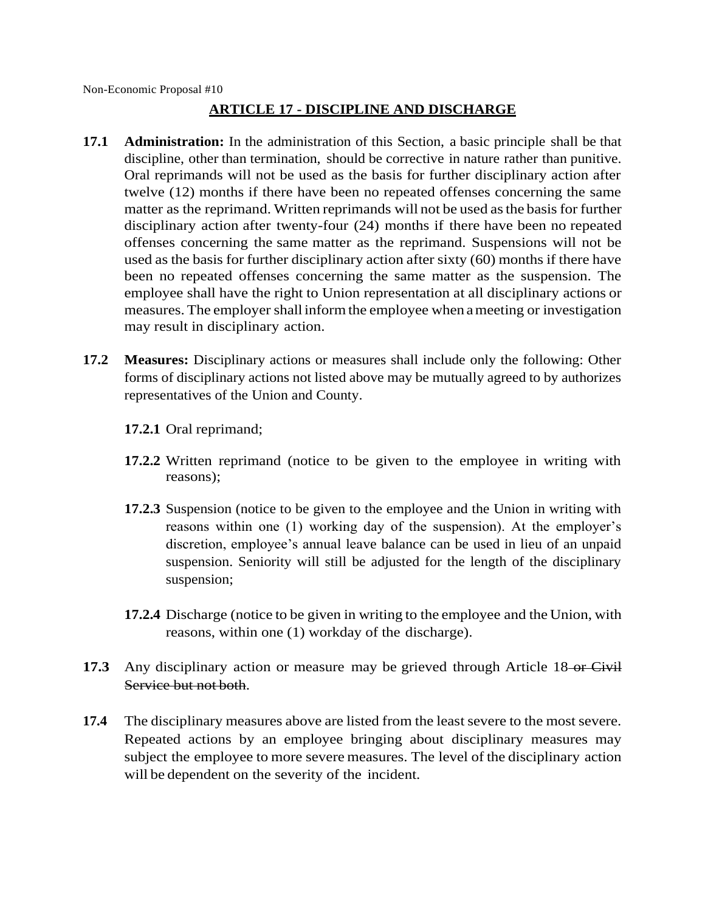Non-Economic Proposal #10

## ARTICLE 17 - DISCIPLINE AND DISCHARGE

**17.1** **Administration:** In the administration of this Section, a basic principle shall be that discipline, other than termination, should be corrective in nature rather than punitive. Oral reprimands will not be used as the basis for further disciplinary action after twelve (12) months if there have been no repeated offenses concerning the same matter as the reprimand. Written reprimands will not be used as the basis for further disciplinary action after twenty-four (24) months if there have been no repeated offenses concerning the same matter as the reprimand. Suspensions will not be used as the basis for further disciplinary action after sixty (60) months if there have been no repeated offenses concerning the same matter as the suspension. The employee shall have the right to Union representation at all disciplinary actions or measures. The employer shall inform the employee when a meeting or investigation may result in disciplinary action.

**17.2** **Measures:** Disciplinary actions or measures shall include only the following: Other forms of disciplinary actions not listed above may be mutually agreed to by authorizes representatives of the Union and County.

**17.2.1** Oral reprimand;

**17.2.2** Written reprimand (notice to be given to the employee in writing with reasons);

**17.2.3** Suspension (notice to be given to the employee and the Union in writing with reasons within one (1) working day of the suspension). At the employer's discretion, employee's annual leave balance can be used in lieu of an unpaid suspension. Seniority will still be adjusted for the length of the disciplinary suspension;

**17.2.4** Discharge (notice to be given in writing to the employee and the Union, with reasons, within one (1) workday of the discharge).

**17.3** Any disciplinary action or measure may be grieved through Article 18~~ or Civil Service but not both~~.

**17.4** The disciplinary measures above are listed from the least severe to the most severe. Repeated actions by an employee bringing about disciplinary measures may subject the employee to more severe measures. The level of the disciplinary action will be dependent on the severity of the incident.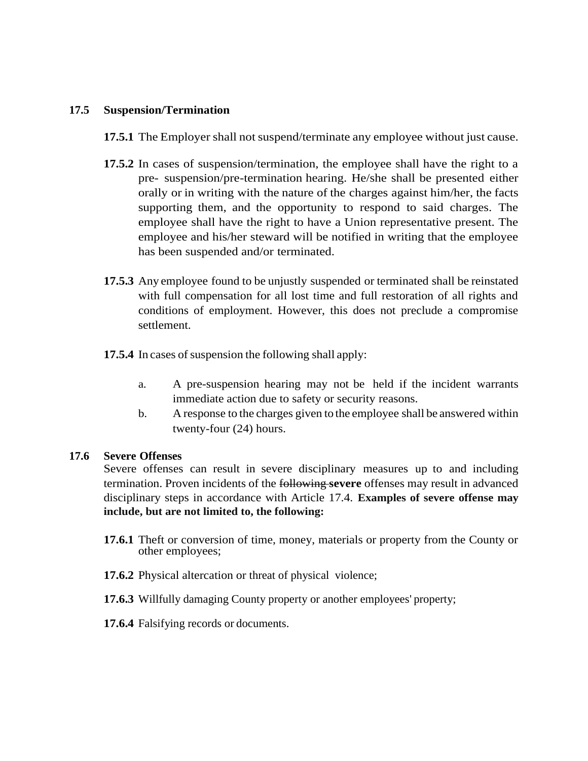## 17.5 Suspension/Termination

**17.5.1** The Employer shall not suspend/terminate any employee without just cause.

**17.5.2** In cases of suspension/termination, the employee shall have the right to a pre- suspension/pre-termination hearing. He/she shall be presented either orally or in writing with the nature of the charges against him/her, the facts supporting them, and the opportunity to respond to said charges. The employee shall have the right to have a Union representative present. The employee and his/her steward will be notified in writing that the employee has been suspended and/or terminated.

**17.5.3** Any employee found to be unjustly suspended or terminated shall be reinstated with full compensation for all lost time and full restoration of all rights and conditions of employment. However, this does not preclude a compromise settlement.

**17.5.4** In cases of suspension the following shall apply:

a. A pre-suspension hearing may not be held if the incident warrants immediate action due to safety or security reasons.

b. A response to the charges given to the employee shall be answered within twenty-four (24) hours.

## 17.6 Severe Offenses

Severe offenses can result in severe disciplinary measures up to and including termination. Proven incidents of the ~~following~~ **severe** offenses may result in advanced disciplinary steps in accordance with Article 17.4. **Examples of severe offense may include, but are not limited to, the following:**

**17.6.1** Theft or conversion of time, money, materials or property from the County or other employees;

**17.6.2** Physical altercation or threat of physical violence;

**17.6.3** Willfully damaging County property or another employees' property;

**17.6.4** Falsifying records or documents.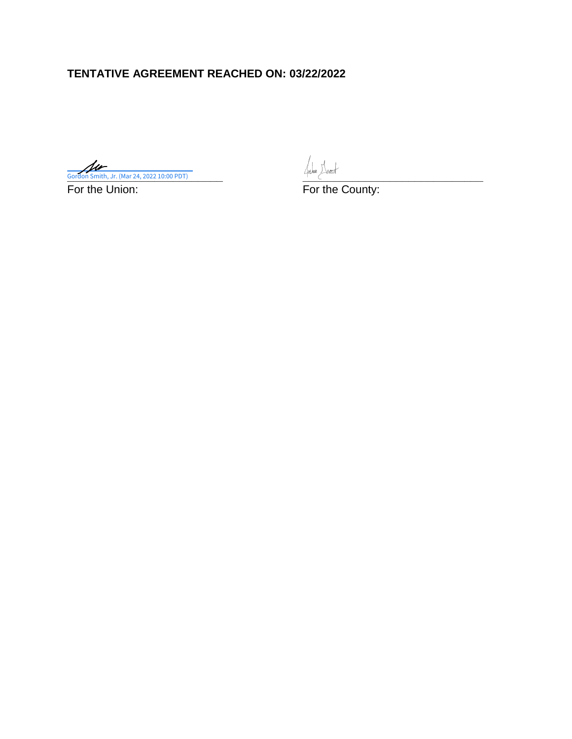**TENTATIVE AGREEMENT REACHED ON: 03/22/2022**

Gordon Smith, Jr. (Mar 24, 2022 10:00 PDT)

For the Union:

For the County: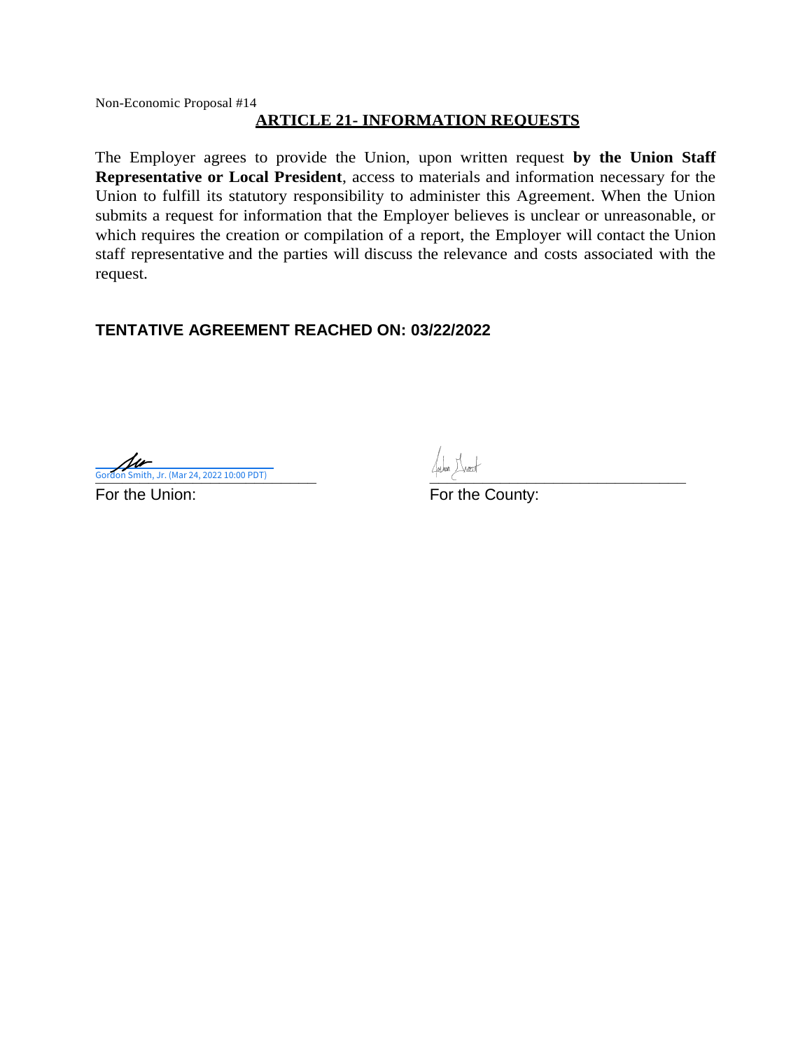Non-Economic Proposal #14

## ARTICLE 21- INFORMATION REQUESTS

The Employer agrees to provide the Union, upon written request **by the Union Staff Representative or Local President**, access to materials and information necessary for the Union to fulfill its statutory responsibility to administer this Agreement. When the Union submits a request for information that the Employer believes is unclear or unreasonable, or which requires the creation or compilation of a report, the Employer will contact the Union staff representative and the parties will discuss the relevance and costs associated with the request.

**TENTATIVE AGREEMENT REACHED ON: 03/22/2022**

Gordon Smith, Jr. (Mar 24, 2022 10:00 PDT)

For the Union:

For the County: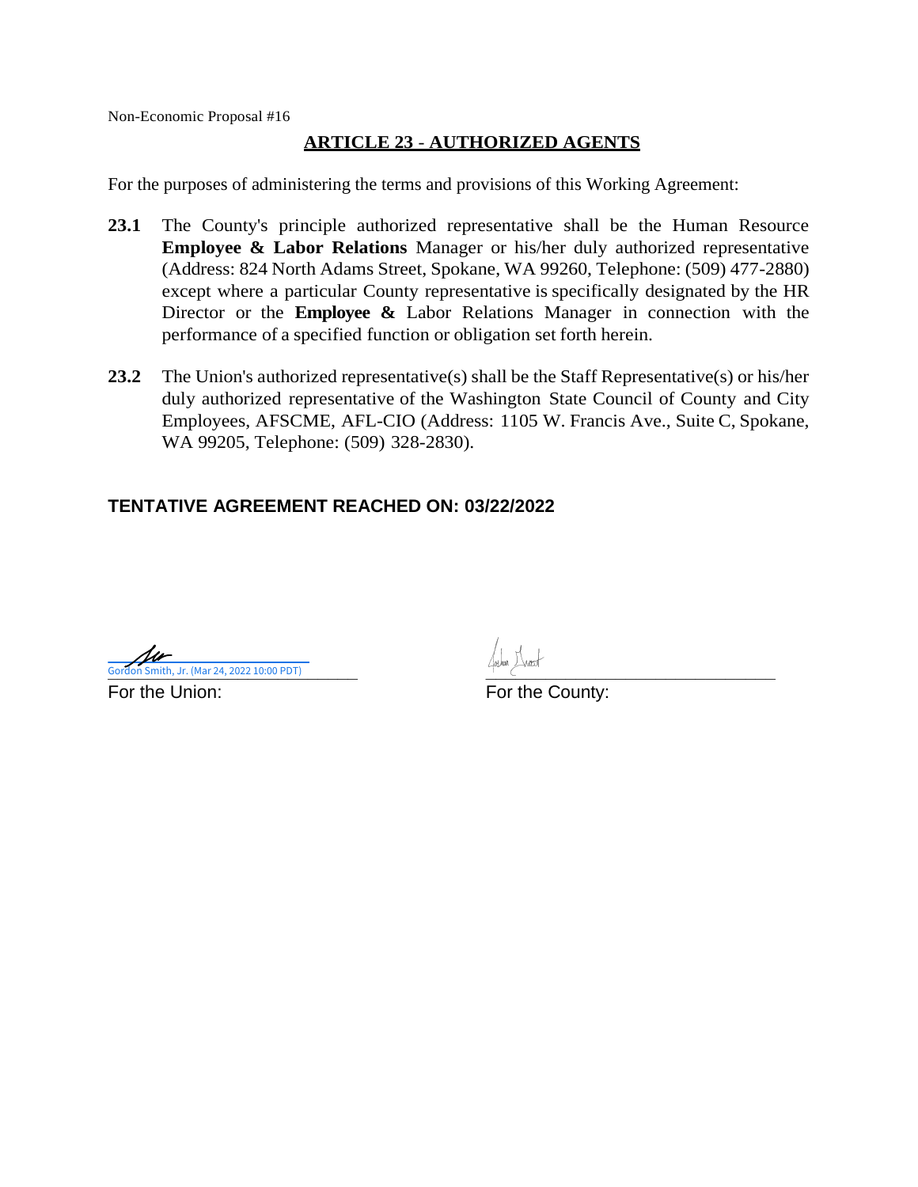Non-Economic Proposal #16

## ARTICLE 23 - AUTHORIZED AGENTS

For the purposes of administering the terms and provisions of this Working Agreement:

**23.1** The County's principle authorized representative shall be the Human Resource **Employee & Labor Relations** Manager or his/her duly authorized representative (Address: 824 North Adams Street, Spokane, WA 99260, Telephone: (509) 477-2880) except where a particular County representative is specifically designated by the HR Director or the **Employee &** Labor Relations Manager in connection with the performance of a specified function or obligation set forth herein.

**23.2** The Union's authorized representative(s) shall be the Staff Representative(s) or his/her duly authorized representative of the Washington State Council of County and City Employees, AFSCME, AFL-CIO (Address: 1105 W. Francis Ave., Suite C, Spokane, WA 99205, Telephone: (509) 328-2830).

**TENTATIVE AGREEMENT REACHED ON: 03/22/2022**

Gordon Smith, Jr. (Mar 24, 2022 10:00 PDT)

For the Union:

For the County: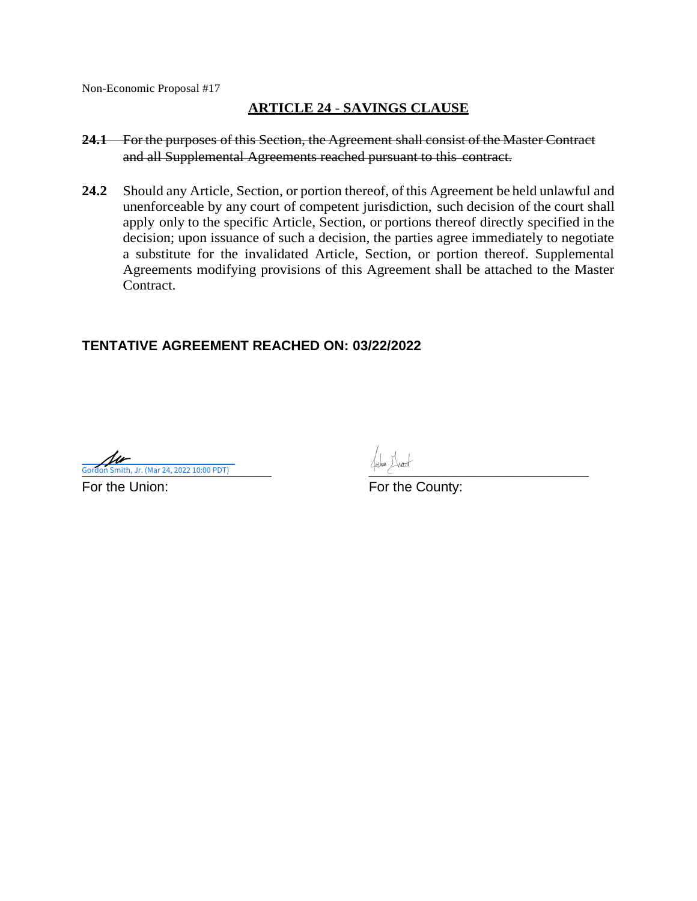Non-Economic Proposal #17

## ARTICLE 24 - SAVINGS CLAUSE

~~**24.1** For the purposes of this Section, the Agreement shall consist of the Master Contract and all Supplemental Agreements reached pursuant to this contract.~~

**24.2** Should any Article, Section, or portion thereof, of this Agreement be held unlawful and unenforceable by any court of competent jurisdiction, such decision of the court shall apply only to the specific Article, Section, or portions thereof directly specified in the decision; upon issuance of such a decision, the parties agree immediately to negotiate a substitute for the invalidated Article, Section, or portion thereof. Supplemental Agreements modifying provisions of this Agreement shall be attached to the Master Contract.

**TENTATIVE AGREEMENT REACHED ON: 03/22/2022**

Gordon Smith, Jr. (Mar 24, 2022 10:00 PDT)

For the Union:

For the County: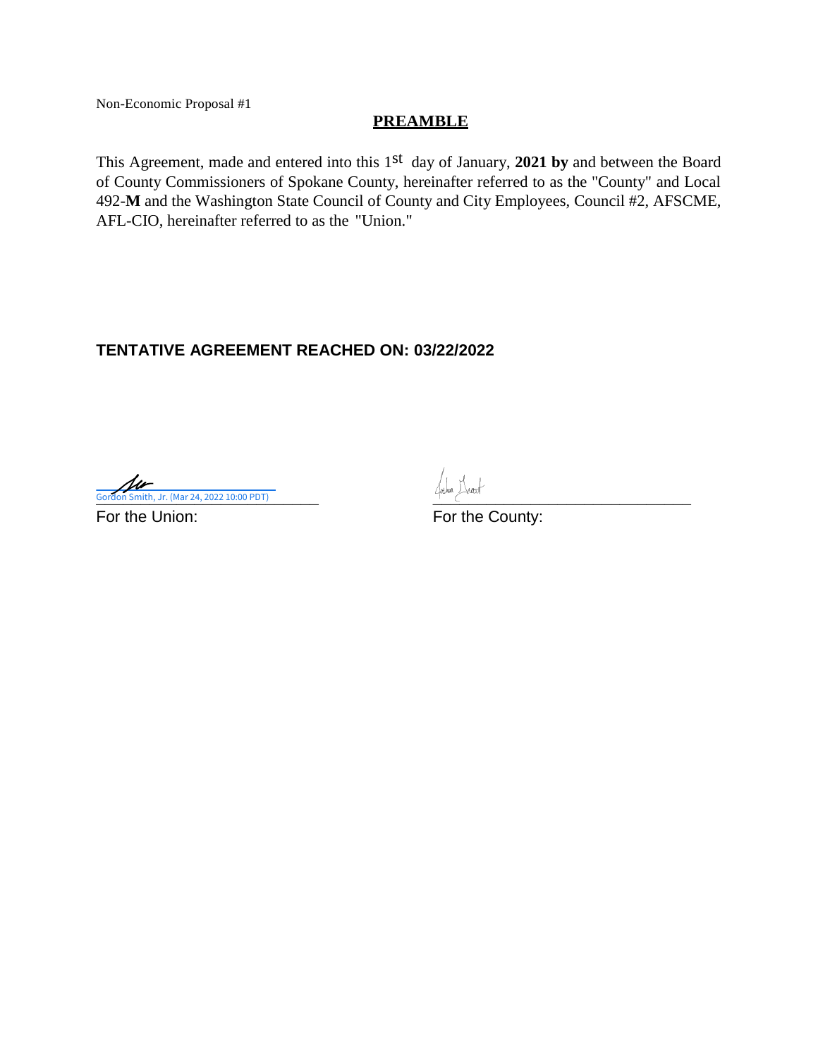Non-Economic Proposal #1

## PREAMBLE

This Agreement, made and entered into this 1st day of January, **2021 by** and between the Board of County Commissioners of Spokane County, hereinafter referred to as the "County" and Local 492-**M** and the Washington State Council of County and City Employees, Council #2, AFSCME, AFL-CIO, hereinafter referred to as the "Union."

**TENTATIVE AGREEMENT REACHED ON: 03/22/2022**

Gordon Smith, Jr. (Mar 24, 2022 10:00 PDT)

For the Union:

For the County: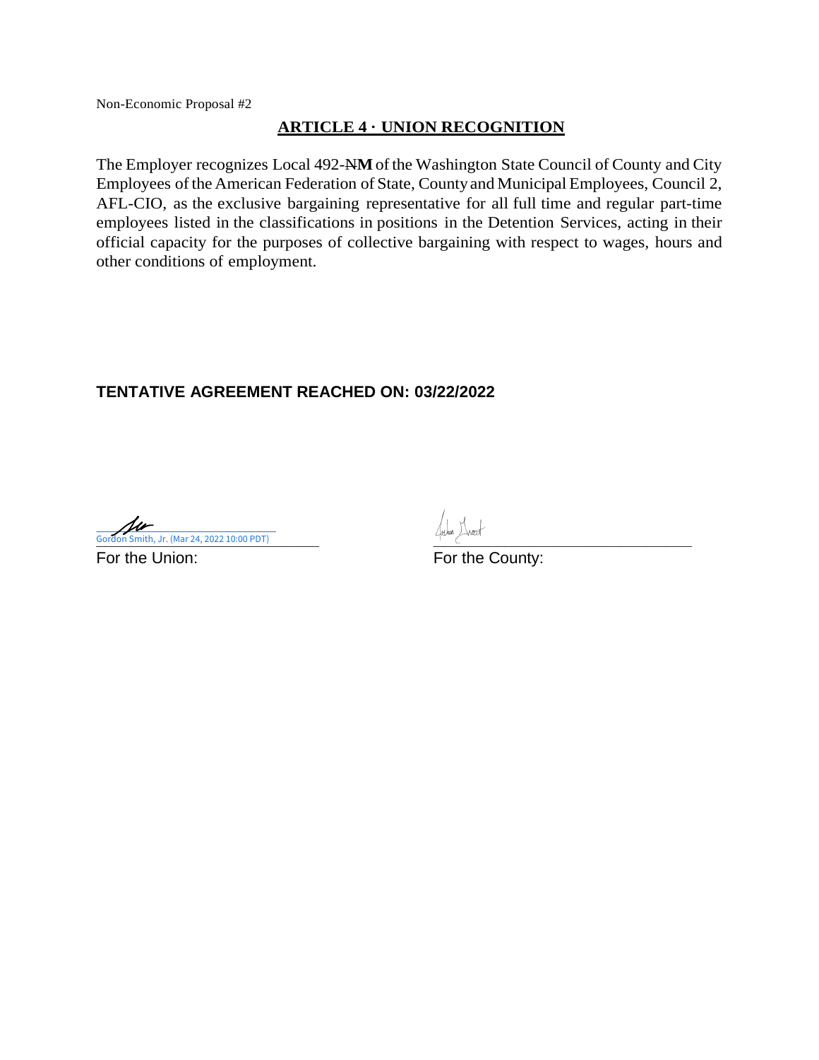Non-Economic Proposal #2

## ARTICLE 4 · UNION RECOGNITION

The Employer recognizes Local 492-~~N~~**M** of the Washington State Council of County and City Employees of the American Federation of State, County and Municipal Employees, Council 2, AFL-CIO, as the exclusive bargaining representative for all full time and regular part-time employees listed in the classifications in positions in the Detention Services, acting in their official capacity for the purposes of collective bargaining with respect to wages, hours and other conditions of employment.

**TENTATIVE AGREEMENT REACHED ON: 03/22/2022**

Gordon Smith, Jr. (Mar 24, 2022 10:00 PDT)
For the Union:

For the County: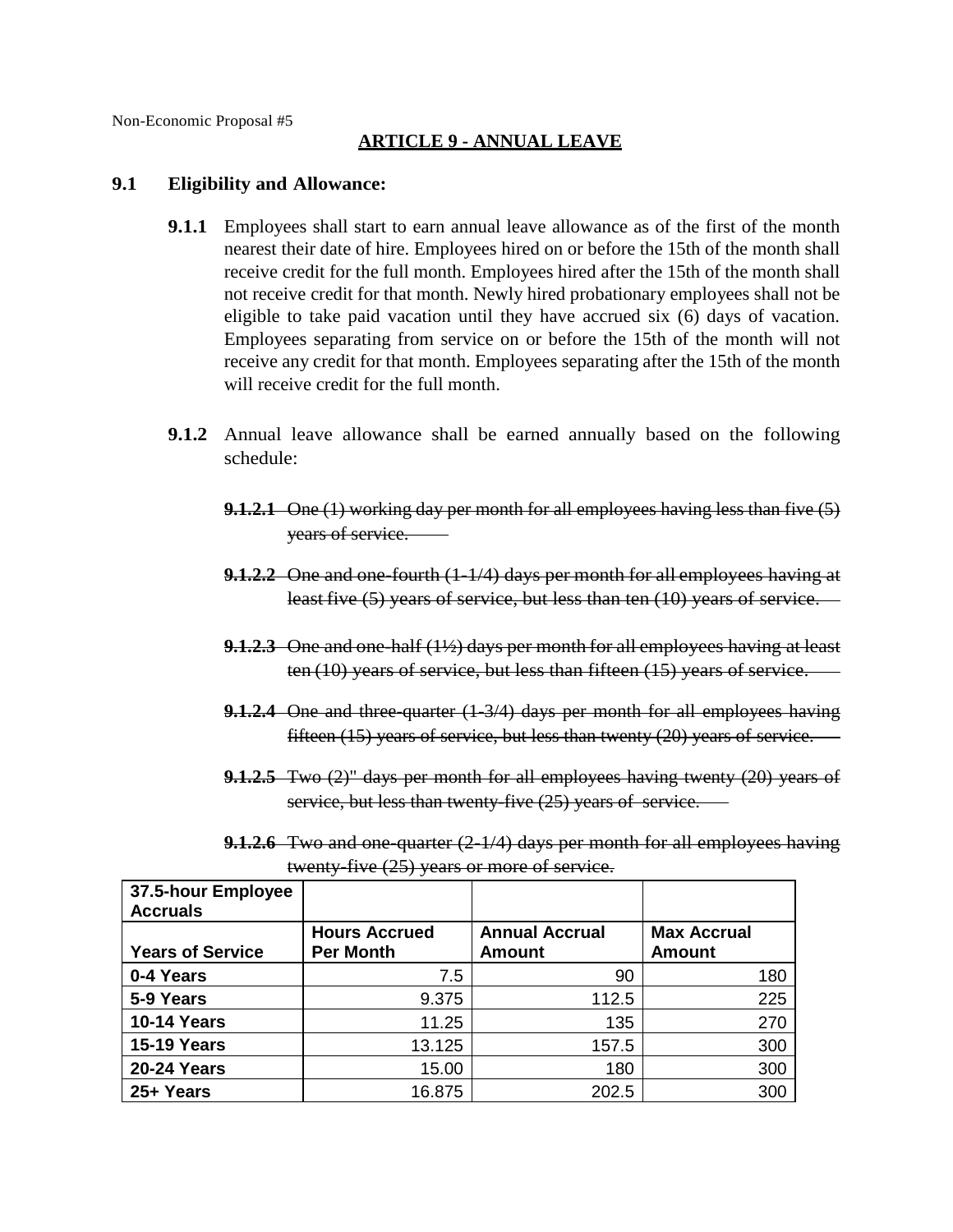Non-Economic Proposal #5

## ARTICLE 9 - ANNUAL LEAVE

### 9.1 Eligibility and Allowance:

**9.1.1** Employees shall start to earn annual leave allowance as of the first of the month nearest their date of hire. Employees hired on or before the 15th of the month shall receive credit for the full month. Employees hired after the 15th of the month shall not receive credit for that month. Newly hired probationary employees shall not be eligible to take paid vacation until they have accrued six (6) days of vacation. Employees separating from service on or before the 15th of the month will not receive any credit for that month. Employees separating after the 15th of the month will receive credit for the full month.

**9.1.2** Annual leave allowance shall be earned annually based on the following schedule:

~~**9.1.2.1** One (1) working day per month for all employees having less than five (5) years of service.~~

~~**9.1.2.2** One and one-fourth (1-1/4) days per month for all employees having at least five (5) years of service, but less than ten (10) years of service.~~

~~**9.1.2.3** One and one-half (1½) days per month for all employees having at least ten (10) years of service, but less than fifteen (15) years of service.~~

~~**9.1.2.4** One and three-quarter (1-3/4) days per month for all employees having fifteen (15) years of service, but less than twenty (20) years of service.~~

~~**9.1.2.5** Two (2)" days per month for all employees having twenty (20) years of service, but less than twenty-five (25) years of service.~~

~~**9.1.2.6** Two and one-quarter (2-1/4) days per month for all employees having twenty-five (25) years or more of service.~~

| **37.5-hour Employee Accruals** | | | |
|---|---|---|---|
| **Years of Service** | **Hours Accrued Per Month** | **Annual Accrual Amount** | **Max Accrual Amount** |
| **0-4 Years** | 7.5 | 90 | 180 |
| **5-9 Years** | 9.375 | 112.5 | 225 |
| **10-14 Years** | 11.25 | 135 | 270 |
| **15-19 Years** | 13.125 | 157.5 | 300 |
| **20-24 Years** | 15.00 | 180 | 300 |
| **25+ Years** | 16.875 | 202.5 | 300 |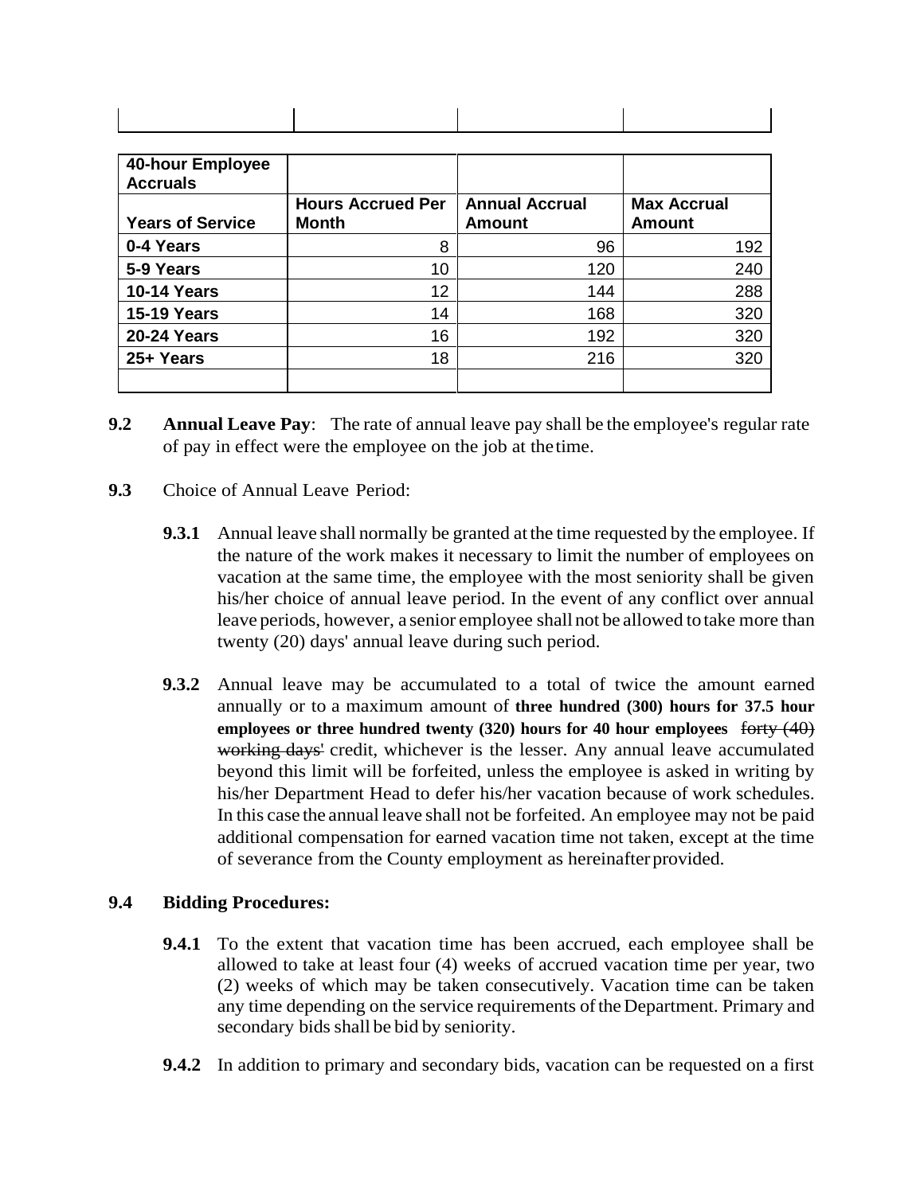| 40-hour Employee Accruals | | | |
|---|---|---|---|
| **Years of Service** | **Hours Accrued Per Month** | **Annual Accrual Amount** | **Max Accrual Amount** |
| **0-4 Years** | 8 | 96 | 192 |
| **5-9 Years** | 10 | 120 | 240 |
| **10-14 Years** | 12 | 144 | 288 |
| **15-19 Years** | 14 | 168 | 320 |
| **20-24 Years** | 16 | 192 | 320 |
| **25+ Years** | 18 | 216 | 320 |
| | | | |

**9.2** **Annual Leave Pay**: The rate of annual leave pay shall be the employee's regular rate of pay in effect were the employee on the job at the time.

**9.3** Choice of Annual Leave Period:

**9.3.1** Annual leave shall normally be granted at the time requested by the employee. If the nature of the work makes it necessary to limit the number of employees on vacation at the same time, the employee with the most seniority shall be given his/her choice of annual leave period. In the event of any conflict over annual leave periods, however, a senior employee shall not be allowed to take more than twenty (20) days' annual leave during such period.

**9.3.2** Annual leave may be accumulated to a total of twice the amount earned annually or to a maximum amount of **three hundred (300) hours for 37.5 hour employees or three hundred twenty (320) hours for 40 hour employees** ~~forty (40) working days'~~ credit, whichever is the lesser. Any annual leave accumulated beyond this limit will be forfeited, unless the employee is asked in writing by his/her Department Head to defer his/her vacation because of work schedules. In this case the annual leave shall not be forfeited. An employee may not be paid additional compensation for earned vacation time not taken, except at the time of severance from the County employment as hereinafter provided.

**9.4** **Bidding Procedures:**

**9.4.1** To the extent that vacation time has been accrued, each employee shall be allowed to take at least four (4) weeks of accrued vacation time per year, two (2) weeks of which may be taken consecutively. Vacation time can be taken any time depending on the service requirements of the Department. Primary and secondary bids shall be bid by seniority.

**9.4.2** In addition to primary and secondary bids, vacation can be requested on a first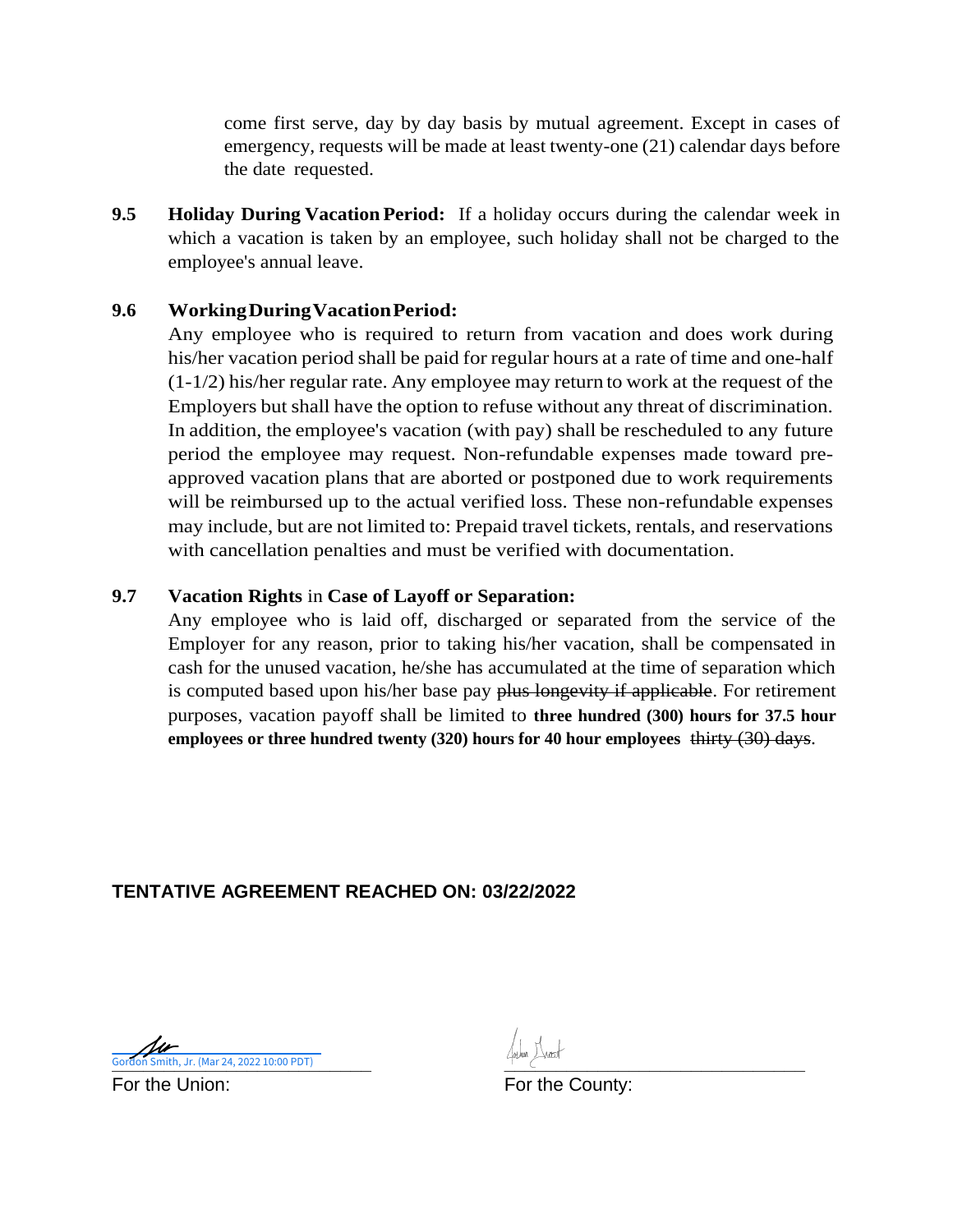come first serve, day by day basis by mutual agreement. Except in cases of emergency, requests will be made at least twenty-one (21) calendar days before the date requested.

**9.5 Holiday During Vacation Period:** If a holiday occurs during the calendar week in which a vacation is taken by an employee, such holiday shall not be charged to the employee's annual leave.

**9.6 Working During Vacation Period:**

Any employee who is required to return from vacation and does work during his/her vacation period shall be paid for regular hours at a rate of time and one-half (1-1/2) his/her regular rate. Any employee may return to work at the request of the Employers but shall have the option to refuse without any threat of discrimination. In addition, the employee's vacation (with pay) shall be rescheduled to any future period the employee may request. Non-refundable expenses made toward pre-approved vacation plans that are aborted or postponed due to work requirements will be reimbursed up to the actual verified loss. These non-refundable expenses may include, but are not limited to: Prepaid travel tickets, rentals, and reservations with cancellation penalties and must be verified with documentation.

**9.7 Vacation Rights** in **Case of Layoff or Separation:**

Any employee who is laid off, discharged or separated from the service of the Employer for any reason, prior to taking his/her vacation, shall be compensated in cash for the unused vacation, he/she has accumulated at the time of separation which is computed based upon his/her base pay ~~plus longevity if applicable~~. For retirement purposes, vacation payoff shall be limited to **three hundred (300) hours for 37.5 hour employees or three hundred twenty (320) hours for 40 hour employees** ~~thirty (30) days~~.

**TENTATIVE AGREEMENT REACHED ON: 03/22/2022**

Gordon Smith, Jr. (Mar 24, 2022 10:00 PDT)
For the Union:

For the County: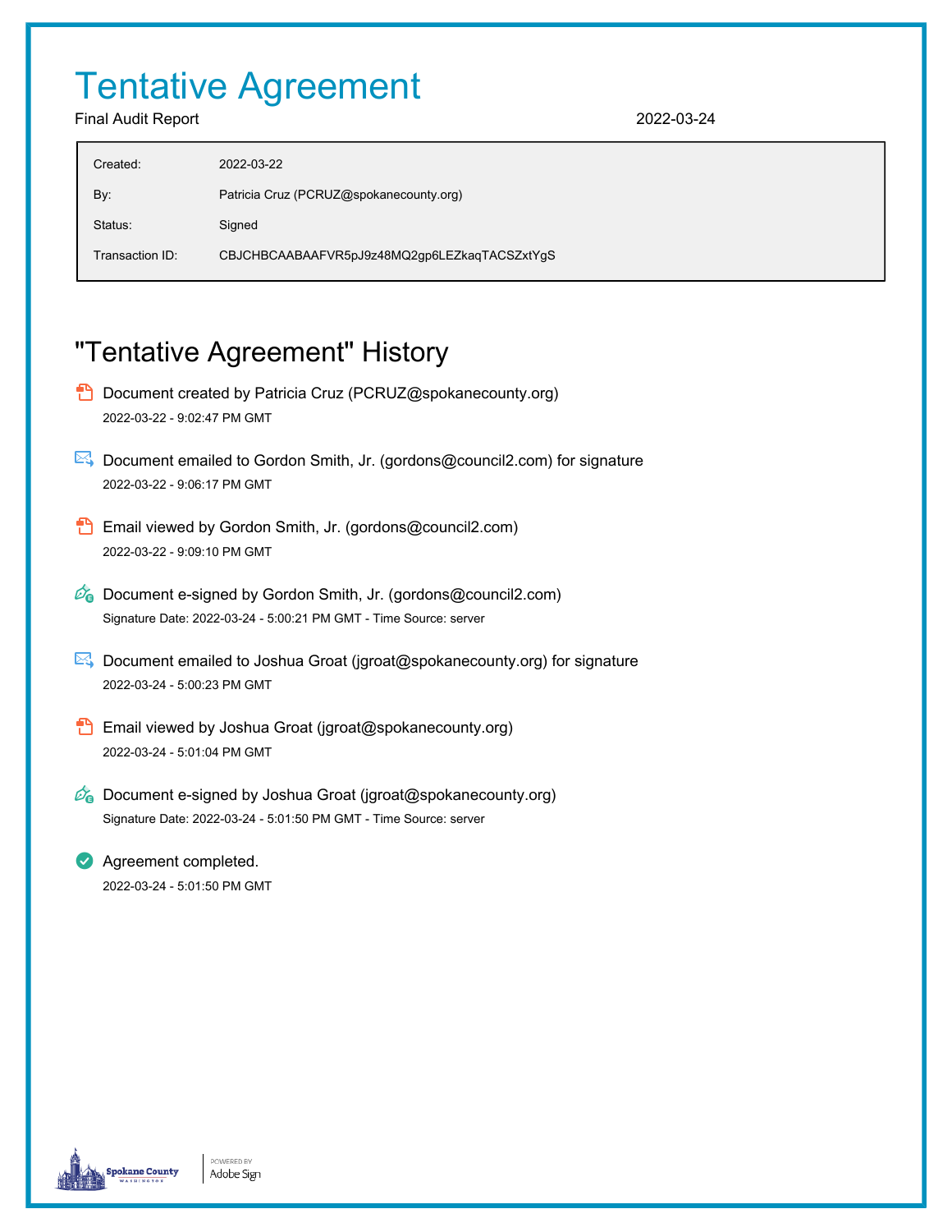# Tentative Agreement

Final Audit Report 2022-03-24

| | |
|---|---|
| Created: | 2022-03-22 |
| By: | Patricia Cruz (PCRUZ@spokanecounty.org) |
| Status: | Signed |
| Transaction ID: | CBJCHBCAABAAFVR5pJ9z48MQ2gp6LEZkaqTACSZxtYgS |

## "Tentative Agreement" History

- Document created by Patricia Cruz (PCRUZ@spokanecounty.org)
  2022-03-22 - 9:02:47 PM GMT

- Document emailed to Gordon Smith, Jr. (gordons@council2.com) for signature
  2022-03-22 - 9:06:17 PM GMT

- Email viewed by Gordon Smith, Jr. (gordons@council2.com)
  2022-03-22 - 9:09:10 PM GMT

- Document e-signed by Gordon Smith, Jr. (gordons@council2.com)
  Signature Date: 2022-03-24 - 5:00:21 PM GMT - Time Source: server

- Document emailed to Joshua Groat (jgroat@spokanecounty.org) for signature
  2022-03-24 - 5:00:23 PM GMT

- Email viewed by Joshua Groat (jgroat@spokanecounty.org)
  2022-03-24 - 5:01:04 PM GMT

- Document e-signed by Joshua Groat (jgroat@spokanecounty.org)
  Signature Date: 2022-03-24 - 5:01:50 PM GMT - Time Source: server

- Agreement completed.
  2022-03-24 - 5:01:50 PM GMT

Spokane County WASHINGTON | POWERED BY Adobe Sign